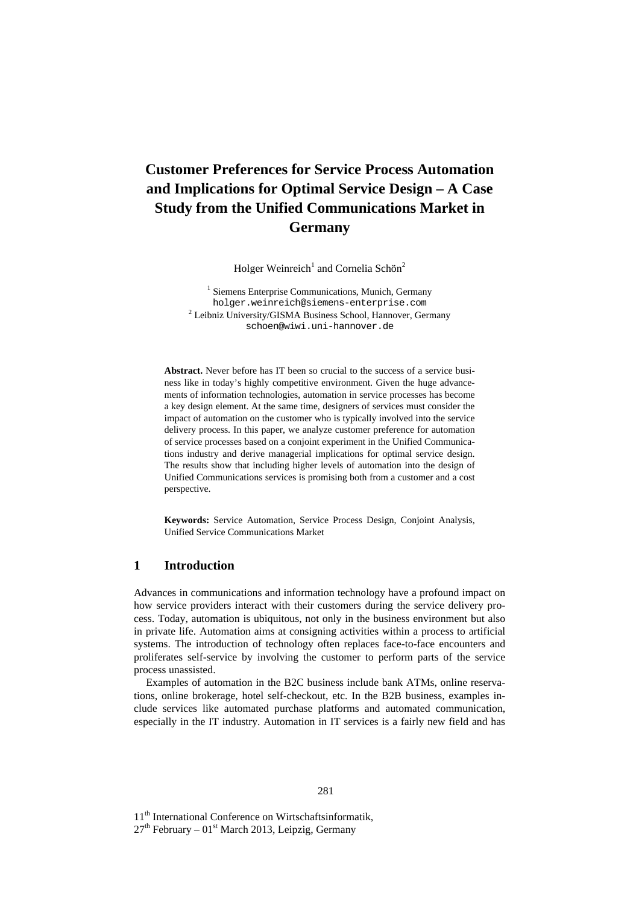# Customer Preferences for Service Process Automation and Implications for Optimal Service Design – A Case Study from the Unified Communications Market in Germany

Holger Weinreich[1] and Cornelia Schön[2]

[1] Siemens Enterprise Communications, Munich, Germany
holger.weinreich@siemens-enterprise.com
[2] Leibniz University/GISMA Business School, Hannover, Germany
schoen@wiwi.uni-hannover.de

**Abstract.** Never before has IT been so crucial to the success of a service business like in today's highly competitive environment. Given the huge advancements of information technologies, automation in service processes has become a key design element. At the same time, designers of services must consider the impact of automation on the customer who is typically involved into the service delivery process. In this paper, we analyze customer preference for automation of service processes based on a conjoint experiment in the Unified Communications industry and derive managerial implications for optimal service design. The results show that including higher levels of automation into the design of Unified Communications services is promising both from a customer and a cost perspective.

**Keywords:** Service Automation, Service Process Design, Conjoint Analysis, Unified Service Communications Market

## 1 Introduction

Advances in communications and information technology have a profound impact on how service providers interact with their customers during the service delivery process. Today, automation is ubiquitous, not only in the business environment but also in private life. Automation aims at consigning activities within a process to artificial systems. The introduction of technology often replaces face-to-face encounters and proliferates self-service by involving the customer to perform parts of the service process unassisted.

Examples of automation in the B2C business include bank ATMs, online reservations, online brokerage, hotel self-checkout, etc. In the B2B business, examples include services like automated purchase platforms and automated communication, especially in the IT industry. Automation in IT services is a fairly new field and has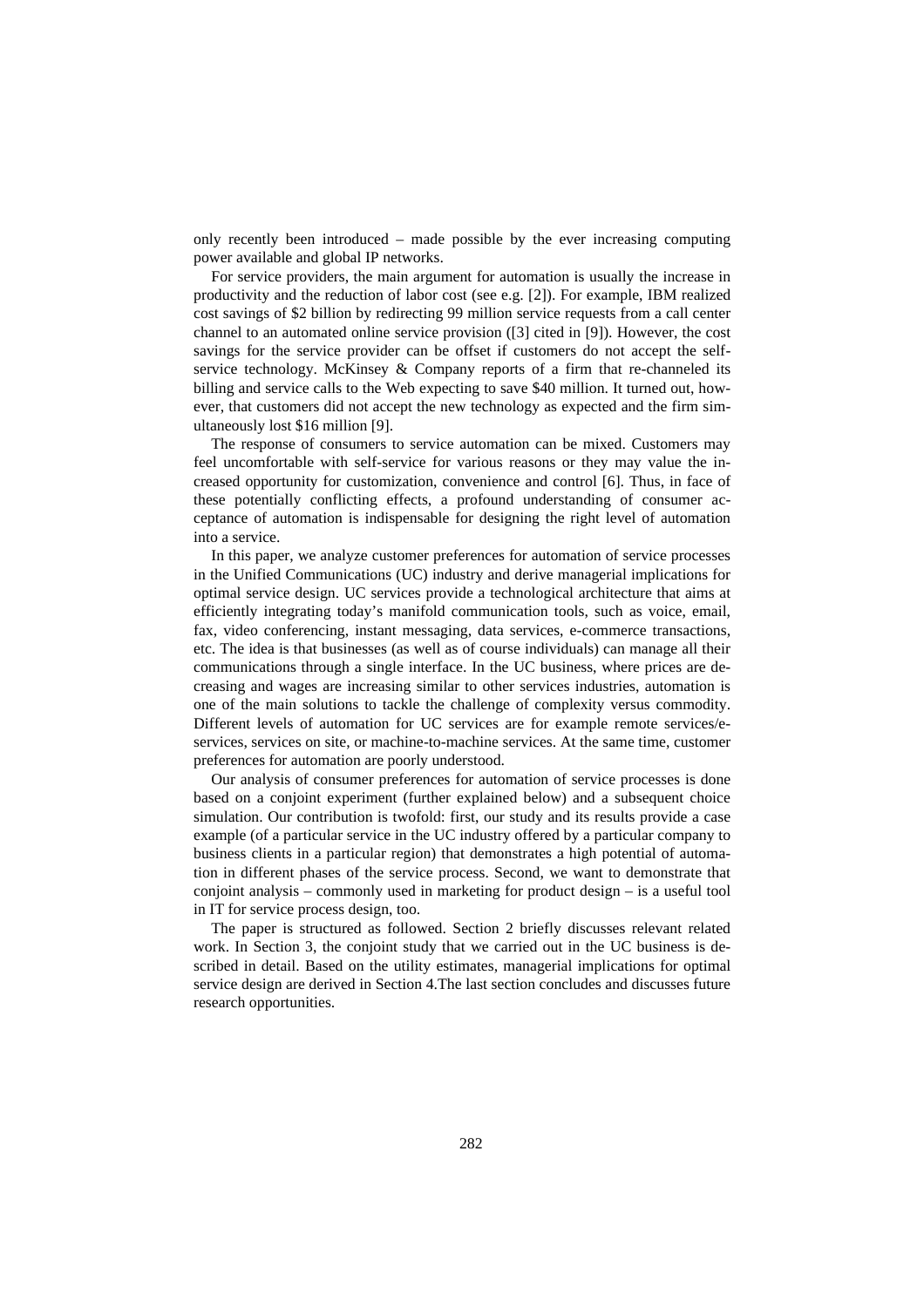only recently been introduced – made possible by the ever increasing computing power available and global IP networks.

For service providers, the main argument for automation is usually the increase in productivity and the reduction of labor cost (see e.g. [2]). For example, IBM realized cost savings of $2 billion by redirecting 99 million service requests from a call center channel to an automated online service provision ([3] cited in [9]). However, the cost savings for the service provider can be offset if customers do not accept the self-service technology. McKinsey & Company reports of a firm that re-channeled its billing and service calls to the Web expecting to save $40 million. It turned out, however, that customers did not accept the new technology as expected and the firm simultaneously lost $16 million [9].

The response of consumers to service automation can be mixed. Customers may feel uncomfortable with self-service for various reasons or they may value the increased opportunity for customization, convenience and control [6]. Thus, in face of these potentially conflicting effects, a profound understanding of consumer acceptance of automation is indispensable for designing the right level of automation into a service.

In this paper, we analyze customer preferences for automation of service processes in the Unified Communications (UC) industry and derive managerial implications for optimal service design. UC services provide a technological architecture that aims at efficiently integrating today's manifold communication tools, such as voice, email, fax, video conferencing, instant messaging, data services, e-commerce transactions, etc. The idea is that businesses (as well as of course individuals) can manage all their communications through a single interface. In the UC business, where prices are decreasing and wages are increasing similar to other services industries, automation is one of the main solutions to tackle the challenge of complexity versus commodity. Different levels of automation for UC services are for example remote services/e-services, services on site, or machine-to-machine services. At the same time, customer preferences for automation are poorly understood.

Our analysis of consumer preferences for automation of service processes is done based on a conjoint experiment (further explained below) and a subsequent choice simulation. Our contribution is twofold: first, our study and its results provide a case example (of a particular service in the UC industry offered by a particular company to business clients in a particular region) that demonstrates a high potential of automation in different phases of the service process. Second, we want to demonstrate that conjoint analysis – commonly used in marketing for product design – is a useful tool in IT for service process design, too.

The paper is structured as followed. Section 2 briefly discusses relevant related work. In Section 3, the conjoint study that we carried out in the UC business is described in detail. Based on the utility estimates, managerial implications for optimal service design are derived in Section 4.The last section concludes and discusses future research opportunities.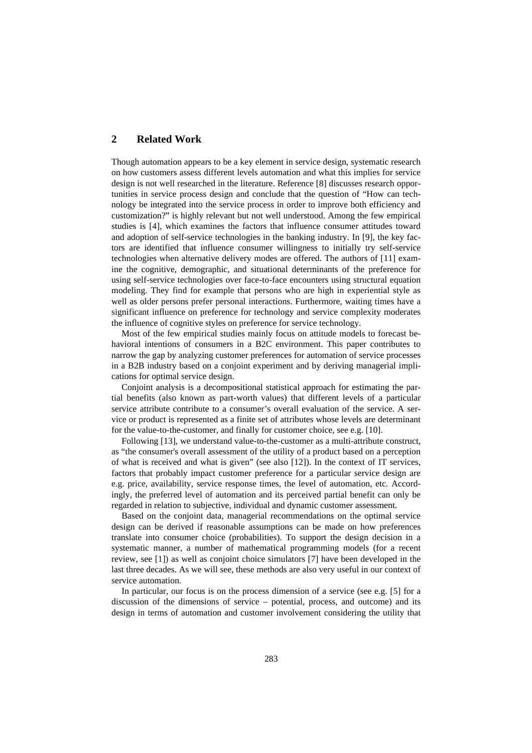## 2 Related Work

Though automation appears to be a key element in service design, systematic research on how customers assess different levels automation and what this implies for service design is not well researched in the literature. Reference [8] discusses research opportunities in service process design and conclude that the question of "How can technology be integrated into the service process in order to improve both efficiency and customization?" is highly relevant but not well understood. Among the few empirical studies is [4], which examines the factors that influence consumer attitudes toward and adoption of self-service technologies in the banking industry. In [9], the key factors are identified that influence consumer willingness to initially try self-service technologies when alternative delivery modes are offered. The authors of [11] examine the cognitive, demographic, and situational determinants of the preference for using self-service technologies over face-to-face encounters using structural equation modeling. They find for example that persons who are high in experiential style as well as older persons prefer personal interactions. Furthermore, waiting times have a significant influence on preference for technology and service complexity moderates the influence of cognitive styles on preference for service technology.

Most of the few empirical studies mainly focus on attitude models to forecast behavioral intentions of consumers in a B2C environment. This paper contributes to narrow the gap by analyzing customer preferences for automation of service processes in a B2B industry based on a conjoint experiment and by deriving managerial implications for optimal service design.

Conjoint analysis is a decompositional statistical approach for estimating the partial benefits (also known as part-worth values) that different levels of a particular service attribute contribute to a consumer's overall evaluation of the service. A service or product is represented as a finite set of attributes whose levels are determinant for the value-to-the-customer, and finally for customer choice, see e.g. [10].

Following [13], we understand value-to-the-customer as a multi-attribute construct, as "the consumer's overall assessment of the utility of a product based on a perception of what is received and what is given" (see also [12]). In the context of IT services, factors that probably impact customer preference for a particular service design are e.g. price, availability, service response times, the level of automation, etc. Accordingly, the preferred level of automation and its perceived partial benefit can only be regarded in relation to subjective, individual and dynamic customer assessment.

Based on the conjoint data, managerial recommendations on the optimal service design can be derived if reasonable assumptions can be made on how preferences translate into consumer choice (probabilities). To support the design decision in a systematic manner, a number of mathematical programming models (for a recent review, see [1]) as well as conjoint choice simulators [7] have been developed in the last three decades. As we will see, these methods are also very useful in our context of service automation.

In particular, our focus is on the process dimension of a service (see e.g. [5] for a discussion of the dimensions of service – potential, process, and outcome) and its design in terms of automation and customer involvement considering the utility that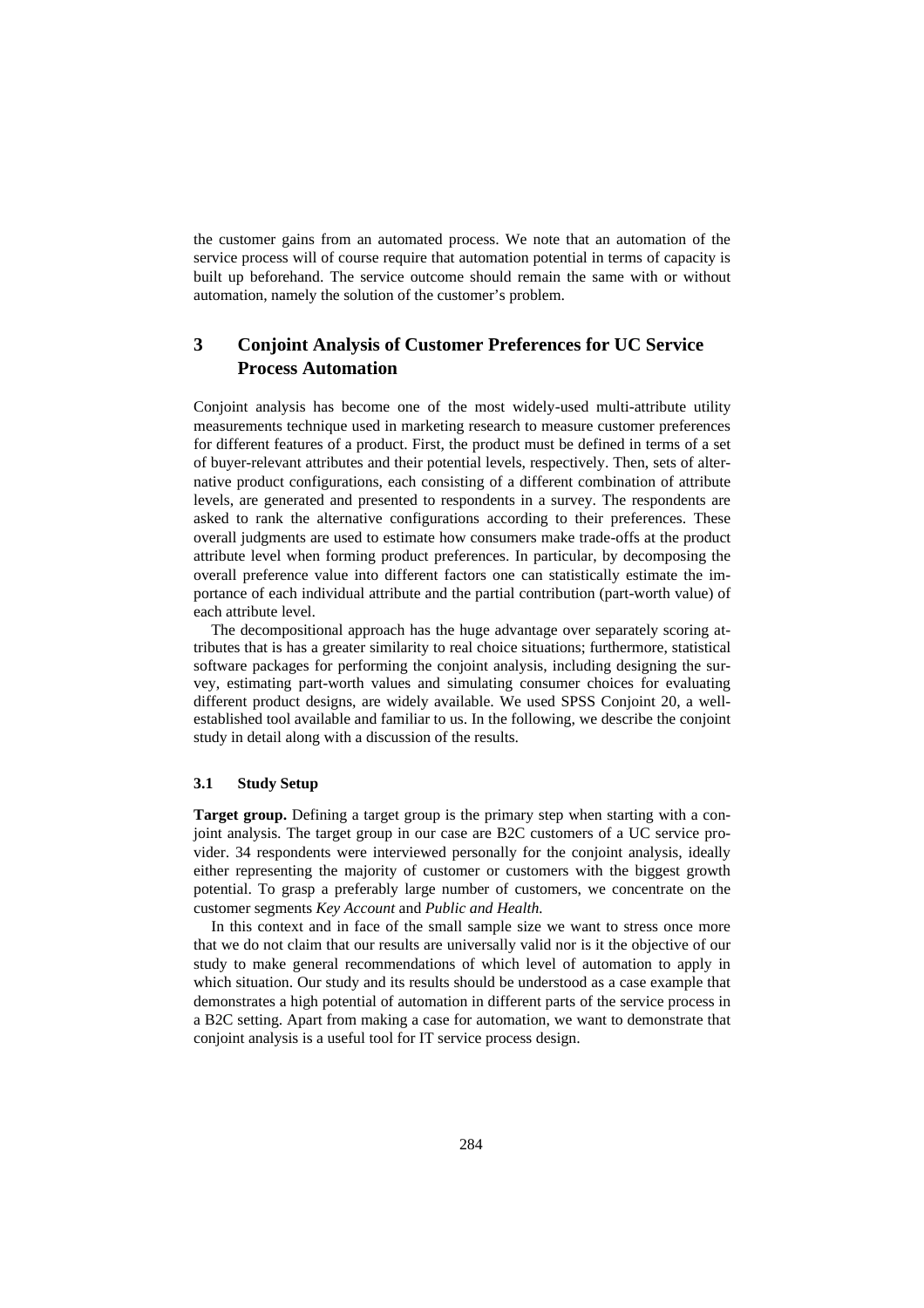the customer gains from an automated process. We note that an automation of the service process will of course require that automation potential in terms of capacity is built up beforehand. The service outcome should remain the same with or without automation, namely the solution of the customer's problem.

## 3 Conjoint Analysis of Customer Preferences for UC Service Process Automation

Conjoint analysis has become one of the most widely-used multi-attribute utility measurements technique used in marketing research to measure customer preferences for different features of a product. First, the product must be defined in terms of a set of buyer-relevant attributes and their potential levels, respectively. Then, sets of alternative product configurations, each consisting of a different combination of attribute levels, are generated and presented to respondents in a survey. The respondents are asked to rank the alternative configurations according to their preferences. These overall judgments are used to estimate how consumers make trade-offs at the product attribute level when forming product preferences. In particular, by decomposing the overall preference value into different factors one can statistically estimate the importance of each individual attribute and the partial contribution (part-worth value) of each attribute level.

The decompositional approach has the huge advantage over separately scoring attributes that is has a greater similarity to real choice situations; furthermore, statistical software packages for performing the conjoint analysis, including designing the survey, estimating part-worth values and simulating consumer choices for evaluating different product designs, are widely available. We used SPSS Conjoint 20, a well-established tool available and familiar to us. In the following, we describe the conjoint study in detail along with a discussion of the results.

### 3.1 Study Setup

**Target group.** Defining a target group is the primary step when starting with a conjoint analysis. The target group in our case are B2C customers of a UC service provider. 34 respondents were interviewed personally for the conjoint analysis, ideally either representing the majority of customer or customers with the biggest growth potential. To grasp a preferably large number of customers, we concentrate on the customer segments *Key Account* and *Public and Health.*

In this context and in face of the small sample size we want to stress once more that we do not claim that our results are universally valid nor is it the objective of our study to make general recommendations of which level of automation to apply in which situation. Our study and its results should be understood as a case example that demonstrates a high potential of automation in different parts of the service process in a B2C setting. Apart from making a case for automation, we want to demonstrate that conjoint analysis is a useful tool for IT service process design.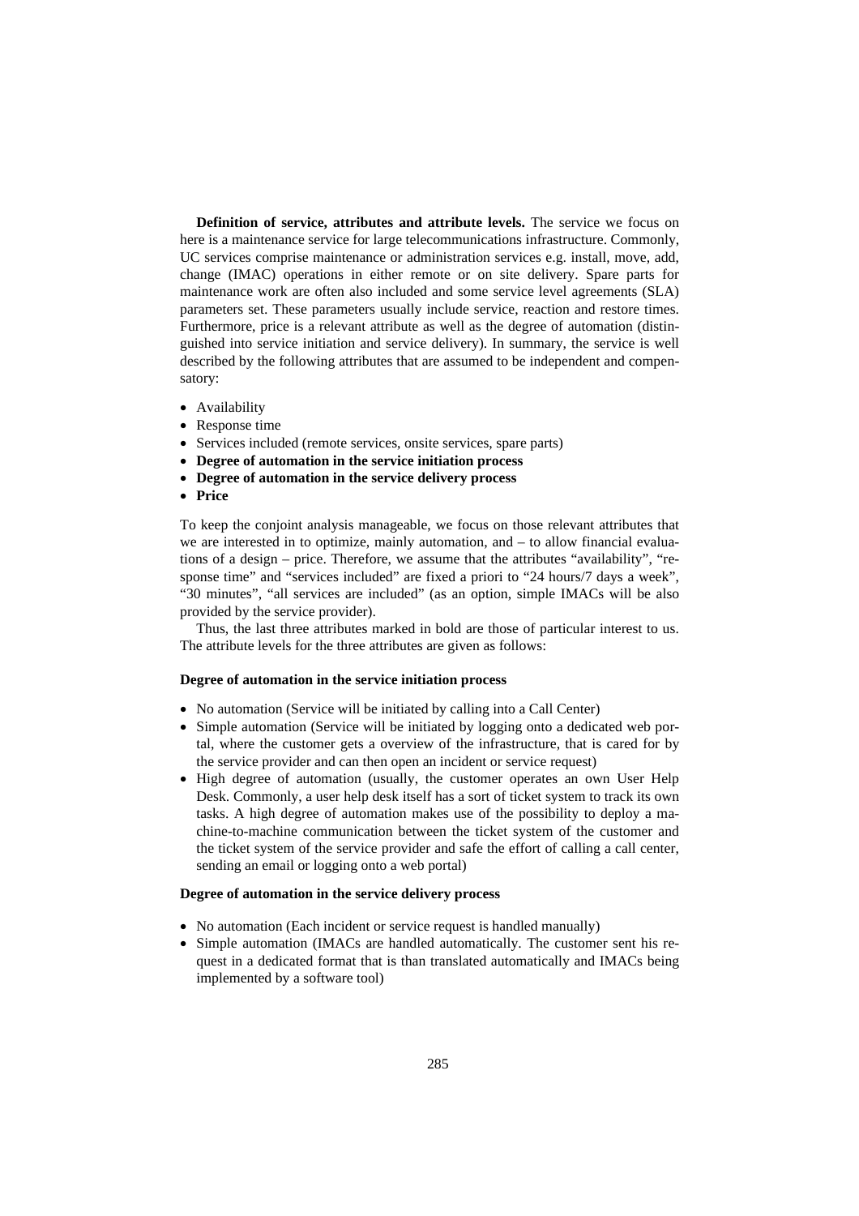**Definition of service, attributes and attribute levels.** The service we focus on here is a maintenance service for large telecommunications infrastructure. Commonly, UC services comprise maintenance or administration services e.g. install, move, add, change (IMAC) operations in either remote or on site delivery. Spare parts for maintenance work are often also included and some service level agreements (SLA) parameters set. These parameters usually include service, reaction and restore times. Furthermore, price is a relevant attribute as well as the degree of automation (distinguished into service initiation and service delivery). In summary, the service is well described by the following attributes that are assumed to be independent and compensatory:

- Availability
- Response time
- Services included (remote services, onsite services, spare parts)
- **Degree of automation in the service initiation process**
- **Degree of automation in the service delivery process**
- **Price**

To keep the conjoint analysis manageable, we focus on those relevant attributes that we are interested in to optimize, mainly automation, and – to allow financial evaluations of a design – price. Therefore, we assume that the attributes "availability", "response time" and "services included" are fixed a priori to "24 hours/7 days a week", "30 minutes", "all services are included" (as an option, simple IMACs will be also provided by the service provider).

Thus, the last three attributes marked in bold are those of particular interest to us. The attribute levels for the three attributes are given as follows:

**Degree of automation in the service initiation process**

- No automation (Service will be initiated by calling into a Call Center)
- Simple automation (Service will be initiated by logging onto a dedicated web portal, where the customer gets a overview of the infrastructure, that is cared for by the service provider and can then open an incident or service request)
- High degree of automation (usually, the customer operates an own User Help Desk. Commonly, a user help desk itself has a sort of ticket system to track its own tasks. A high degree of automation makes use of the possibility to deploy a machine-to-machine communication between the ticket system of the customer and the ticket system of the service provider and safe the effort of calling a call center, sending an email or logging onto a web portal)

**Degree of automation in the service delivery process**

- No automation (Each incident or service request is handled manually)
- Simple automation (IMACs are handled automatically. The customer sent his request in a dedicated format that is than translated automatically and IMACs being implemented by a software tool)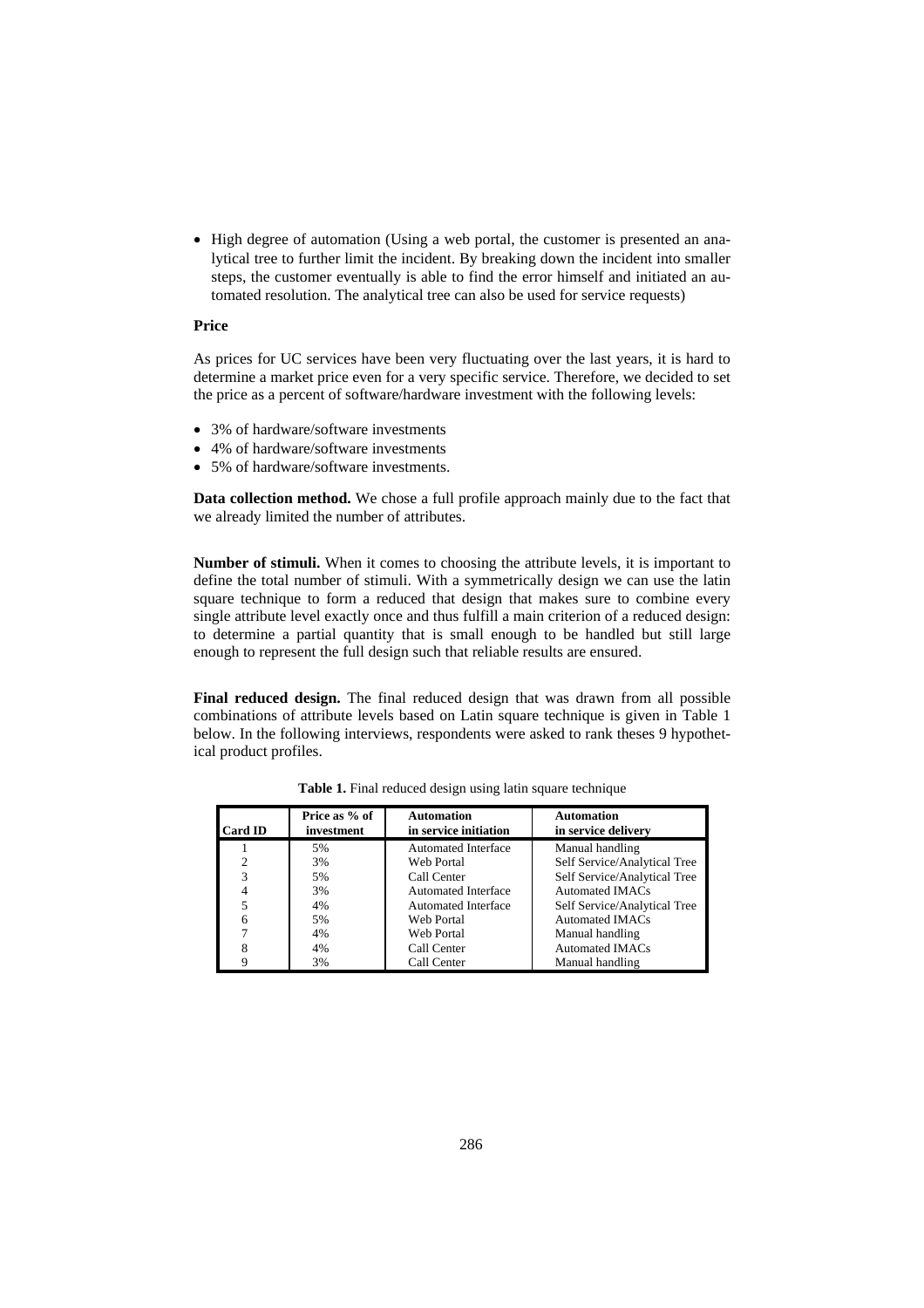- High degree of automation (Using a web portal, the customer is presented an analytical tree to further limit the incident. By breaking down the incident into smaller steps, the customer eventually is able to find the error himself and initiated an automated resolution. The analytical tree can also be used for service requests)

**Price**

As prices for UC services have been very fluctuating over the last years, it is hard to determine a market price even for a very specific service. Therefore, we decided to set the price as a percent of software/hardware investment with the following levels:

- 3% of hardware/software investments
- 4% of hardware/software investments
- 5% of hardware/software investments.

**Data collection method.** We chose a full profile approach mainly due to the fact that we already limited the number of attributes.

**Number of stimuli.** When it comes to choosing the attribute levels, it is important to define the total number of stimuli. With a symmetrically design we can use the latin square technique to form a reduced that design that makes sure to combine every single attribute level exactly once and thus fulfill a main criterion of a reduced design: to determine a partial quantity that is small enough to be handled but still large enough to represent the full design such that reliable results are ensured.

**Final reduced design.** The final reduced design that was drawn from all possible combinations of attribute levels based on Latin square technique is given in Table 1 below. In the following interviews, respondents were asked to rank theses 9 hypothetical product profiles.

**Table 1.** Final reduced design using latin square technique

| Card ID | Price as % of investment | Automation in service initiation | Automation in service delivery |
|---|---|---|---|
| 1 | 5% | Automated Interface | Manual handling |
| 2 | 3% | Web Portal | Self Service/Analytical Tree |
| 3 | 5% | Call Center | Self Service/Analytical Tree |
| 4 | 3% | Automated Interface | Automated IMACs |
| 5 | 4% | Automated Interface | Self Service/Analytical Tree |
| 6 | 5% | Web Portal | Automated IMACs |
| 7 | 4% | Web Portal | Manual handling |
| 8 | 4% | Call Center | Automated IMACs |
| 9 | 3% | Call Center | Manual handling |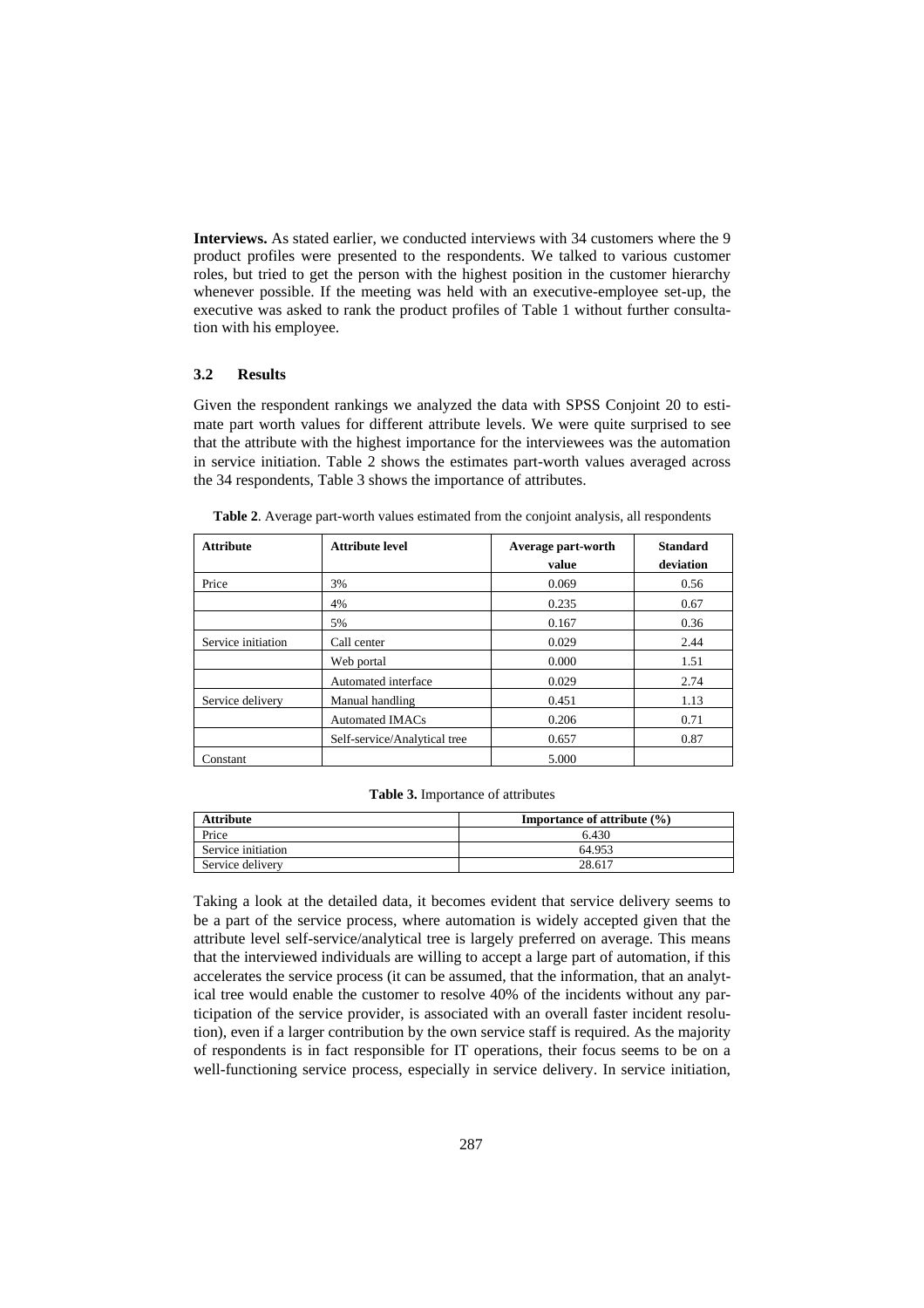**Interviews.** As stated earlier, we conducted interviews with 34 customers where the 9 product profiles were presented to the respondents. We talked to various customer roles, but tried to get the person with the highest position in the customer hierarchy whenever possible. If the meeting was held with an executive-employee set-up, the executive was asked to rank the product profiles of Table 1 without further consultation with his employee.

### 3.2 Results

Given the respondent rankings we analyzed the data with SPSS Conjoint 20 to estimate part worth values for different attribute levels. We were quite surprised to see that the attribute with the highest importance for the interviewees was the automation in service initiation. Table 2 shows the estimates part-worth values averaged across the 34 respondents, Table 3 shows the importance of attributes.

**Table 2**. Average part-worth values estimated from the conjoint analysis, all respondents

| Attribute | Attribute level | Average part-worth value | Standard deviation |
|---|---|---|---|
| Price | 3% | 0.069 | 0.56 |
| | 4% | 0.235 | 0.67 |
| | 5% | 0.167 | 0.36 |
| Service initiation | Call center | 0.029 | 2.44 |
| | Web portal | 0.000 | 1.51 |
| | Automated interface | 0.029 | 2.74 |
| Service delivery | Manual handling | 0.451 | 1.13 |
| | Automated IMACs | 0.206 | 0.71 |
| | Self-service/Analytical tree | 0.657 | 0.87 |
| Constant | | 5.000 | |

**Table 3.** Importance of attributes

| Attribute | Importance of attribute (%) |
|---|---|
| Price | 6.430 |
| Service initiation | 64.953 |
| Service delivery | 28.617 |

Taking a look at the detailed data, it becomes evident that service delivery seems to be a part of the service process, where automation is widely accepted given that the attribute level self-service/analytical tree is largely preferred on average. This means that the interviewed individuals are willing to accept a large part of automation, if this accelerates the service process (it can be assumed, that the information, that an analytical tree would enable the customer to resolve 40% of the incidents without any participation of the service provider, is associated with an overall faster incident resolution), even if a larger contribution by the own service staff is required. As the majority of respondents is in fact responsible for IT operations, their focus seems to be on a well-functioning service process, especially in service delivery. In service initiation,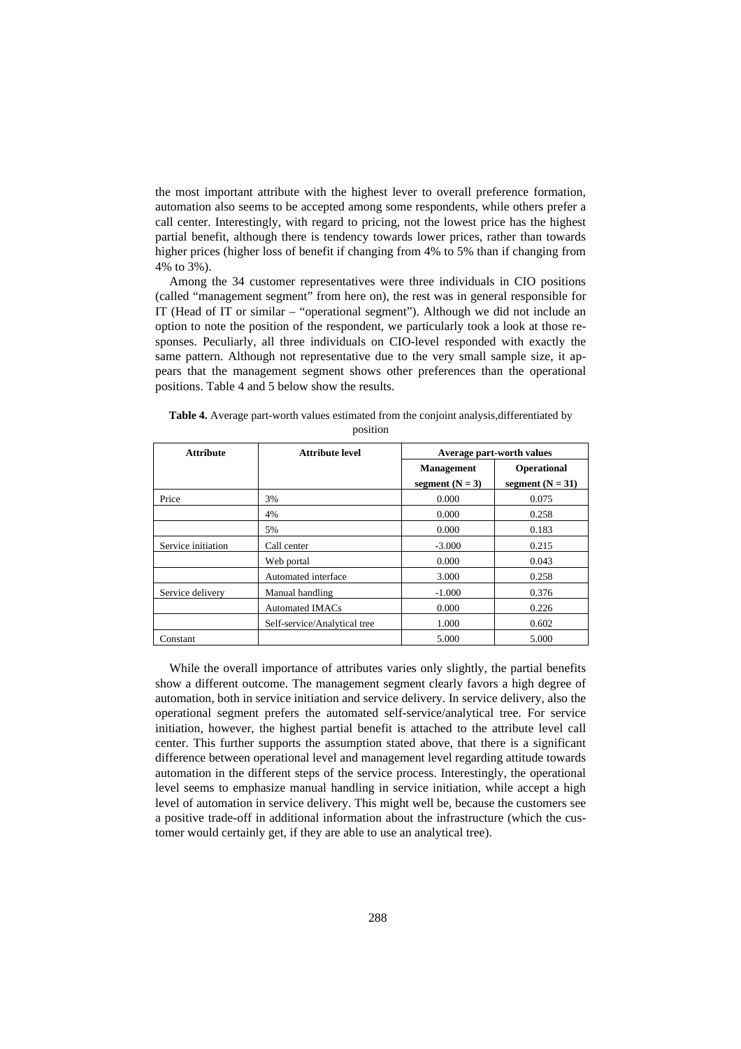the most important attribute with the highest lever to overall preference formation, automation also seems to be accepted among some respondents, while others prefer a call center. Interestingly, with regard to pricing, not the lowest price has the highest partial benefit, although there is tendency towards lower prices, rather than towards higher prices (higher loss of benefit if changing from 4% to 5% than if changing from 4% to 3%).

Among the 34 customer representatives were three individuals in CIO positions (called "management segment" from here on), the rest was in general responsible for IT (Head of IT or similar – "operational segment"). Although we did not include an option to note the position of the respondent, we particularly took a look at those responses. Peculiarly, all three individuals on CIO-level responded with exactly the same pattern. Although not representative due to the very small sample size, it appears that the management segment shows other preferences than the operational positions. Table 4 and 5 below show the results.

**Table 4.** Average part-worth values estimated from the conjoint analysis,differentiated by position

| Attribute | Attribute level | Average part-worth values | |
|---|---|---|---|
| | | Management segment (N = 3) | Operational segment (N = 31) |
| Price | 3% | 0.000 | 0.075 |
| | 4% | 0.000 | 0.258 |
| | 5% | 0.000 | 0.183 |
| Service initiation | Call center | -3.000 | 0.215 |
| | Web portal | 0.000 | 0.043 |
| | Automated interface | 3.000 | 0.258 |
| Service delivery | Manual handling | -1.000 | 0.376 |
| | Automated IMACs | 0.000 | 0.226 |
| | Self-service/Analytical tree | 1.000 | 0.602 |
| Constant | | 5.000 | 5.000 |

While the overall importance of attributes varies only slightly, the partial benefits show a different outcome. The management segment clearly favors a high degree of automation, both in service initiation and service delivery. In service delivery, also the operational segment prefers the automated self-service/analytical tree. For service initiation, however, the highest partial benefit is attached to the attribute level call center. This further supports the assumption stated above, that there is a significant difference between operational level and management level regarding attitude towards automation in the different steps of the service process. Interestingly, the operational level seems to emphasize manual handling in service initiation, while accept a high level of automation in service delivery. This might well be, because the customers see a positive trade-off in additional information about the infrastructure (which the customer would certainly get, if they are able to use an analytical tree).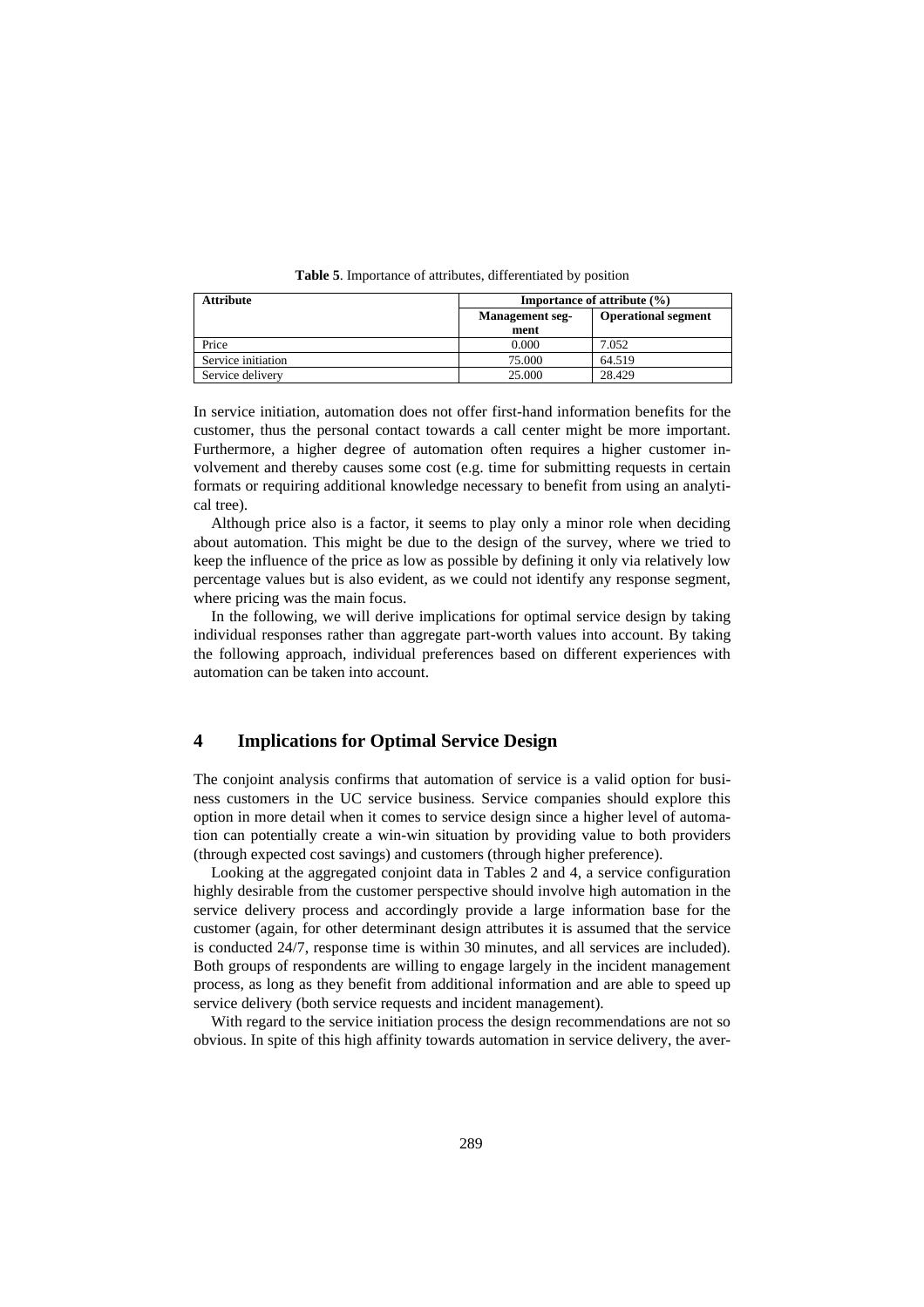**Table 5**. Importance of attributes, differentiated by position

| Attribute | Importance of attribute (%) | |
|---|---|---|
| | Management segment | Operational segment |
| Price | 0.000 | 7.052 |
| Service initiation | 75.000 | 64.519 |
| Service delivery | 25.000 | 28.429 |

In service initiation, automation does not offer first-hand information benefits for the customer, thus the personal contact towards a call center might be more important. Furthermore, a higher degree of automation often requires a higher customer involvement and thereby causes some cost (e.g. time for submitting requests in certain formats or requiring additional knowledge necessary to benefit from using an analytical tree).

Although price also is a factor, it seems to play only a minor role when deciding about automation. This might be due to the design of the survey, where we tried to keep the influence of the price as low as possible by defining it only via relatively low percentage values but is also evident, as we could not identify any response segment, where pricing was the main focus.

In the following, we will derive implications for optimal service design by taking individual responses rather than aggregate part-worth values into account. By taking the following approach, individual preferences based on different experiences with automation can be taken into account.

## 4 Implications for Optimal Service Design

The conjoint analysis confirms that automation of service is a valid option for business customers in the UC service business. Service companies should explore this option in more detail when it comes to service design since a higher level of automation can potentially create a win-win situation by providing value to both providers (through expected cost savings) and customers (through higher preference).

Looking at the aggregated conjoint data in Tables 2 and 4, a service configuration highly desirable from the customer perspective should involve high automation in the service delivery process and accordingly provide a large information base for the customer (again, for other determinant design attributes it is assumed that the service is conducted 24/7, response time is within 30 minutes, and all services are included). Both groups of respondents are willing to engage largely in the incident management process, as long as they benefit from additional information and are able to speed up service delivery (both service requests and incident management).

With regard to the service initiation process the design recommendations are not so obvious. In spite of this high affinity towards automation in service delivery, the aver-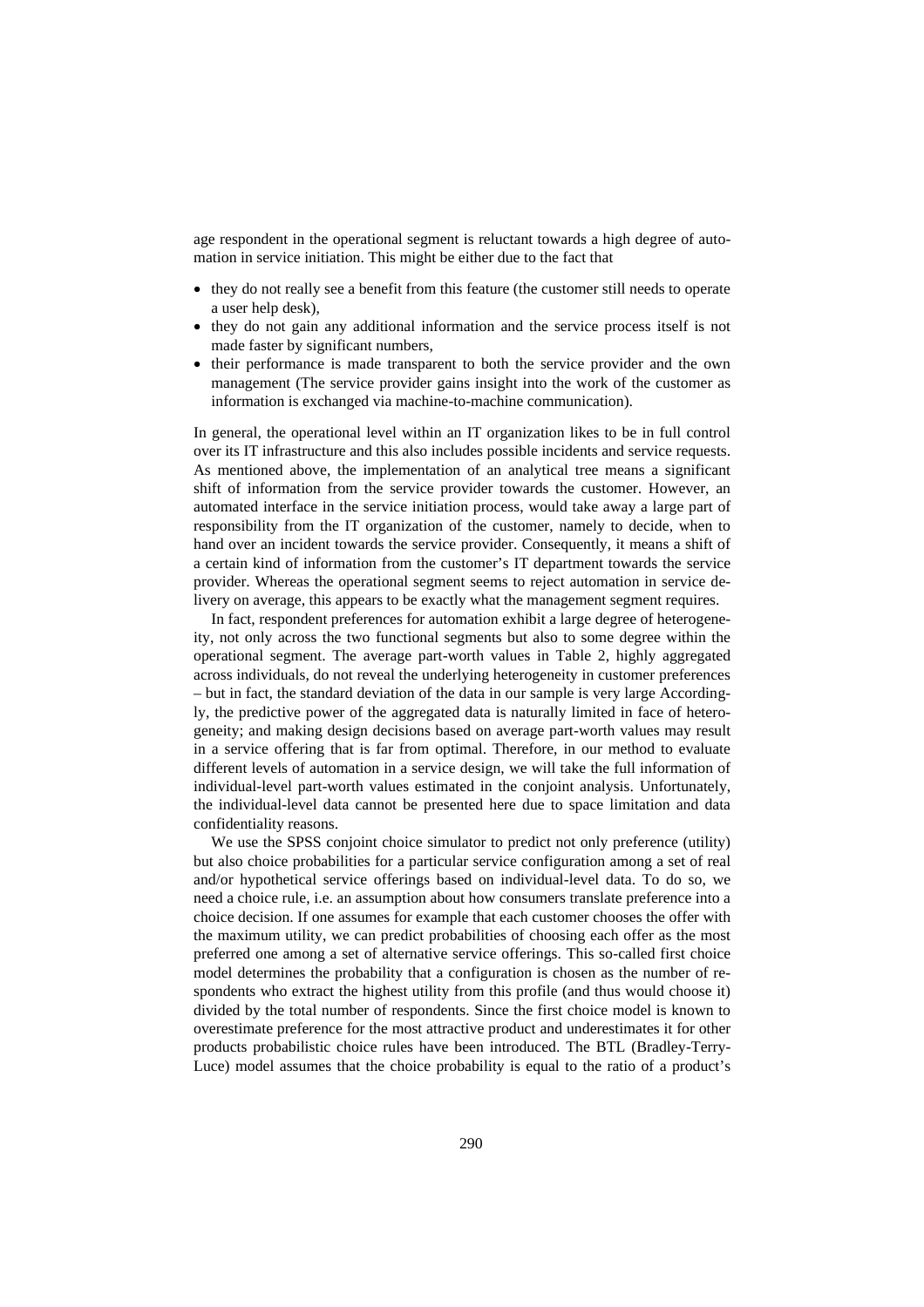age respondent in the operational segment is reluctant towards a high degree of automation in service initiation. This might be either due to the fact that

- they do not really see a benefit from this feature (the customer still needs to operate a user help desk),
- they do not gain any additional information and the service process itself is not made faster by significant numbers,
- their performance is made transparent to both the service provider and the own management (The service provider gains insight into the work of the customer as information is exchanged via machine-to-machine communication).

In general, the operational level within an IT organization likes to be in full control over its IT infrastructure and this also includes possible incidents and service requests. As mentioned above, the implementation of an analytical tree means a significant shift of information from the service provider towards the customer. However, an automated interface in the service initiation process, would take away a large part of responsibility from the IT organization of the customer, namely to decide, when to hand over an incident towards the service provider. Consequently, it means a shift of a certain kind of information from the customer's IT department towards the service provider. Whereas the operational segment seems to reject automation in service delivery on average, this appears to be exactly what the management segment requires.

In fact, respondent preferences for automation exhibit a large degree of heterogeneity, not only across the two functional segments but also to some degree within the operational segment. The average part-worth values in Table 2, highly aggregated across individuals, do not reveal the underlying heterogeneity in customer preferences – but in fact, the standard deviation of the data in our sample is very large Accordingly, the predictive power of the aggregated data is naturally limited in face of heterogeneity; and making design decisions based on average part-worth values may result in a service offering that is far from optimal. Therefore, in our method to evaluate different levels of automation in a service design, we will take the full information of individual-level part-worth values estimated in the conjoint analysis. Unfortunately, the individual-level data cannot be presented here due to space limitation and data confidentiality reasons.

We use the SPSS conjoint choice simulator to predict not only preference (utility) but also choice probabilities for a particular service configuration among a set of real and/or hypothetical service offerings based on individual-level data. To do so, we need a choice rule, i.e. an assumption about how consumers translate preference into a choice decision. If one assumes for example that each customer chooses the offer with the maximum utility, we can predict probabilities of choosing each offer as the most preferred one among a set of alternative service offerings. This so-called first choice model determines the probability that a configuration is chosen as the number of respondents who extract the highest utility from this profile (and thus would choose it) divided by the total number of respondents. Since the first choice model is known to overestimate preference for the most attractive product and underestimates it for other products probabilistic choice rules have been introduced. The BTL (Bradley-Terry-Luce) model assumes that the choice probability is equal to the ratio of a product's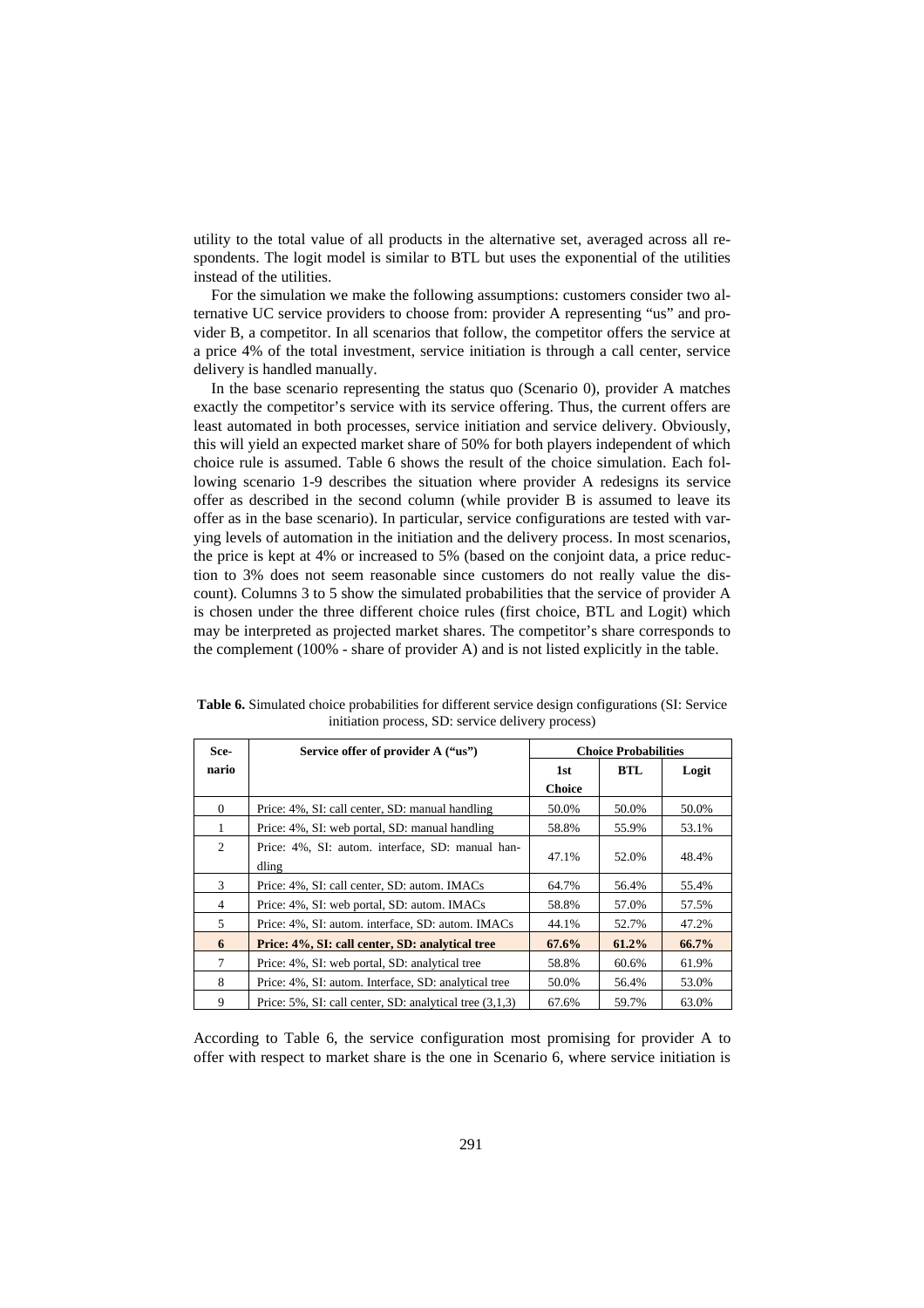utility to the total value of all products in the alternative set, averaged across all respondents. The logit model is similar to BTL but uses the exponential of the utilities instead of the utilities.

For the simulation we make the following assumptions: customers consider two alternative UC service providers to choose from: provider A representing "us" and provider B, a competitor. In all scenarios that follow, the competitor offers the service at a price 4% of the total investment, service initiation is through a call center, service delivery is handled manually.

In the base scenario representing the status quo (Scenario 0), provider A matches exactly the competitor's service with its service offering. Thus, the current offers are least automated in both processes, service initiation and service delivery. Obviously, this will yield an expected market share of 50% for both players independent of which choice rule is assumed. Table 6 shows the result of the choice simulation. Each following scenario 1-9 describes the situation where provider A redesigns its service offer as described in the second column (while provider B is assumed to leave its offer as in the base scenario). In particular, service configurations are tested with varying levels of automation in the initiation and the delivery process. In most scenarios, the price is kept at 4% or increased to 5% (based on the conjoint data, a price reduction to 3% does not seem reasonable since customers do not really value the discount). Columns 3 to 5 show the simulated probabilities that the service of provider A is chosen under the three different choice rules (first choice, BTL and Logit) which may be interpreted as projected market shares. The competitor's share corresponds to the complement (100% - share of provider A) and is not listed explicitly in the table.

**Table 6.** Simulated choice probabilities for different service design configurations (SI: Service initiation process, SD: service delivery process)

| Scenario | Service offer of provider A ("us") | Choice Probabilities | | |
|---|---|---|---|---|
| | | 1st Choice | BTL | Logit |
| 0 | Price: 4%, SI: call center, SD: manual handling | 50.0% | 50.0% | 50.0% |
| 1 | Price: 4%, SI: web portal, SD: manual handling | 58.8% | 55.9% | 53.1% |
| 2 | Price: 4%, SI: autom. interface, SD: manual handling | 47.1% | 52.0% | 48.4% |
| 3 | Price: 4%, SI: call center, SD: autom. IMACs | 64.7% | 56.4% | 55.4% |
| 4 | Price: 4%, SI: web portal, SD: autom. IMACs | 58.8% | 57.0% | 57.5% |
| 5 | Price: 4%, SI: autom. interface, SD: autom. IMACs | 44.1% | 52.7% | 47.2% |
| **6** | **Price: 4%, SI: call center, SD: analytical tree** | **67.6%** | **61.2%** | **66.7%** |
| 7 | Price: 4%, SI: web portal, SD: analytical tree | 58.8% | 60.6% | 61.9% |
| 8 | Price: 4%, SI: autom. Interface, SD: analytical tree | 50.0% | 56.4% | 53.0% |
| 9 | Price: 5%, SI: call center, SD: analytical tree (3,1,3) | 67.6% | 59.7% | 63.0% |

According to Table 6, the service configuration most promising for provider A to offer with respect to market share is the one in Scenario 6, where service initiation is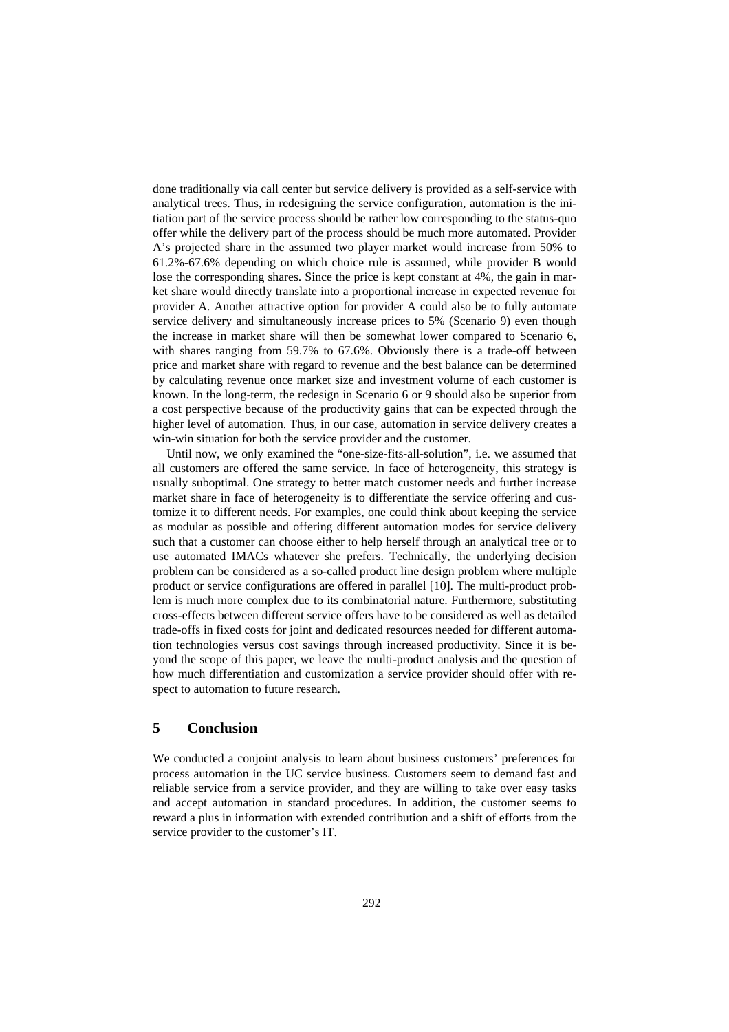done traditionally via call center but service delivery is provided as a self-service with analytical trees. Thus, in redesigning the service configuration, automation is the initiation part of the service process should be rather low corresponding to the status-quo offer while the delivery part of the process should be much more automated. Provider A's projected share in the assumed two player market would increase from 50% to 61.2%-67.6% depending on which choice rule is assumed, while provider B would lose the corresponding shares. Since the price is kept constant at 4%, the gain in market share would directly translate into a proportional increase in expected revenue for provider A. Another attractive option for provider A could also be to fully automate service delivery and simultaneously increase prices to 5% (Scenario 9) even though the increase in market share will then be somewhat lower compared to Scenario 6, with shares ranging from 59.7% to 67.6%. Obviously there is a trade-off between price and market share with regard to revenue and the best balance can be determined by calculating revenue once market size and investment volume of each customer is known. In the long-term, the redesign in Scenario 6 or 9 should also be superior from a cost perspective because of the productivity gains that can be expected through the higher level of automation. Thus, in our case, automation in service delivery creates a win-win situation for both the service provider and the customer.

Until now, we only examined the "one-size-fits-all-solution", i.e. we assumed that all customers are offered the same service. In face of heterogeneity, this strategy is usually suboptimal. One strategy to better match customer needs and further increase market share in face of heterogeneity is to differentiate the service offering and customize it to different needs. For examples, one could think about keeping the service as modular as possible and offering different automation modes for service delivery such that a customer can choose either to help herself through an analytical tree or to use automated IMACs whatever she prefers. Technically, the underlying decision problem can be considered as a so-called product line design problem where multiple product or service configurations are offered in parallel [10]. The multi-product problem is much more complex due to its combinatorial nature. Furthermore, substituting cross-effects between different service offers have to be considered as well as detailed trade-offs in fixed costs for joint and dedicated resources needed for different automation technologies versus cost savings through increased productivity. Since it is beyond the scope of this paper, we leave the multi-product analysis and the question of how much differentiation and customization a service provider should offer with respect to automation to future research.

## 5 Conclusion

We conducted a conjoint analysis to learn about business customers' preferences for process automation in the UC service business. Customers seem to demand fast and reliable service from a service provider, and they are willing to take over easy tasks and accept automation in standard procedures. In addition, the customer seems to reward a plus in information with extended contribution and a shift of efforts from the service provider to the customer's IT.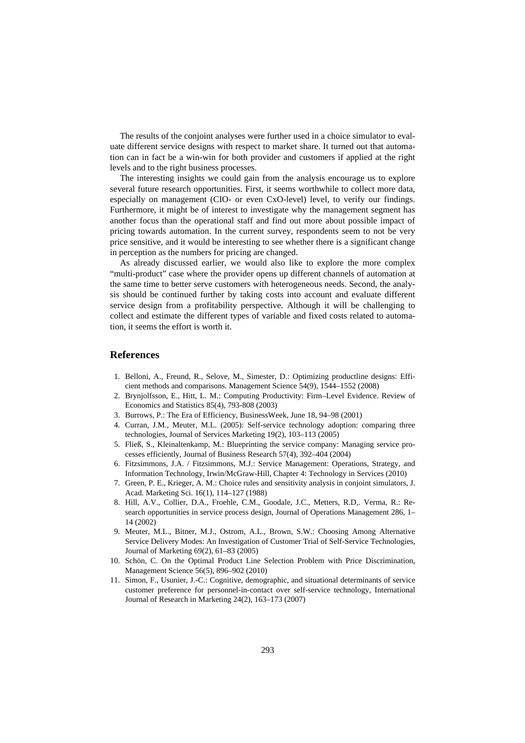The results of the conjoint analyses were further used in a choice simulator to evaluate different service designs with respect to market share. It turned out that automation can in fact be a win-win for both provider and customers if applied at the right levels and to the right business processes.

The interesting insights we could gain from the analysis encourage us to explore several future research opportunities. First, it seems worthwhile to collect more data, especially on management (CIO- or even CxO-level) level, to verify our findings. Furthermore, it might be of interest to investigate why the management segment has another focus than the operational staff and find out more about possible impact of pricing towards automation. In the current survey, respondents seem to not be very price sensitive, and it would be interesting to see whether there is a significant change in perception as the numbers for pricing are changed.

As already discussed earlier, we would also like to explore the more complex "multi-product" case where the provider opens up different channels of automation at the same time to better serve customers with heterogeneous needs. Second, the analysis should be continued further by taking costs into account and evaluate different service design from a profitability perspective. Although it will be challenging to collect and estimate the different types of variable and fixed costs related to automation, it seems the effort is worth it.

## References

1. Belloni, A., Freund, R., Selove, M., Simester, D.: Optimizing productline designs: Efficient methods and comparisons. Management Science 54(9), 1544–1552 (2008)
2. Brynjolfsson, E., Hitt, L. M.: Computing Productivity: Firm–Level Evidence. Review of Economics and Statistics 85(4), 793-808 (2003)
3. Burrows, P.: The Era of Efficiency, BusinessWeek, June 18, 94–98 (2001)
4. Curran, J.M., Meuter, M.L. (2005): Self-service technology adoption: comparing three technologies, Journal of Services Marketing 19(2), 103–113 (2005)
5. Fließ, S., Kleinaltenkamp, M.: Blueprinting the service company: Managing service processes efficiently, Journal of Business Research 57(4), 392–404 (2004)
6. Fitzsimmons, J.A. / Fitzsimmons, M.J.: Service Management: Operations, Strategy, and Information Technology, Irwin/McGraw-Hill, Chapter 4: Technology in Services (2010)
7. Green, P. E., Krieger, A. M.: Choice rules and sensitivity analysis in conjoint simulators, J. Acad. Marketing Sci. 16(1), 114–127 (1988)
8. Hill, A.V., Collier, D.A., Froehle, C.M., Goodale, J.C., Metters, R.D,. Verma, R.: Research opportunities in service process design, Journal of Operations Management 286, 1–14 (2002)
9. Meuter, M.L., Bitner, M.J., Ostrom, A.L., Brown, S.W.: Choosing Among Alternative Service Delivery Modes: An Investigation of Customer Trial of Self-Service Technologies, Journal of Marketing 69(2), 61–83 (2005)
10. Schön, C. On the Optimal Product Line Selection Problem with Price Discrimination, Management Science 56(5), 896–902 (2010)
11. Simon, F., Usunier, J.-C.: Cognitive, demographic, and situational determinants of service customer preference for personnel-in-contact over self-service technology, International Journal of Research in Marketing 24(2), 163–173 (2007)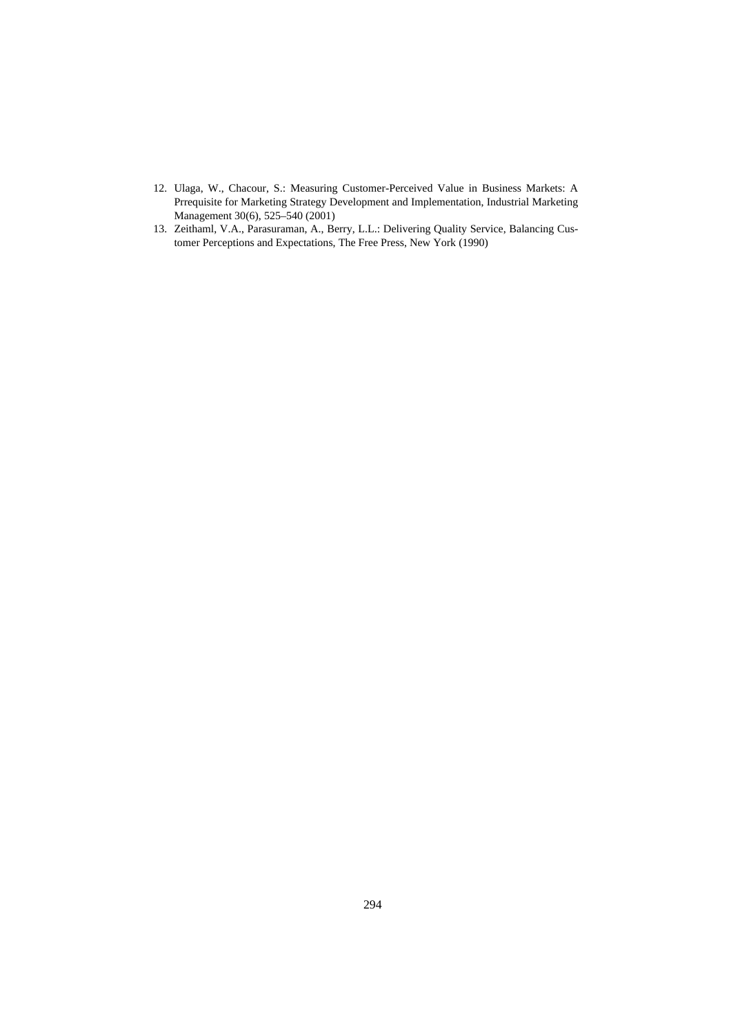12. Ulaga, W., Chacour, S.: Measuring Customer-Perceived Value in Business Markets: A Prrequisite for Marketing Strategy Development and Implementation, Industrial Marketing Management 30(6), 525–540 (2001)
13. Zeithaml, V.A., Parasuraman, A., Berry, L.L.: Delivering Quality Service, Balancing Customer Perceptions and Expectations, The Free Press, New York (1990)